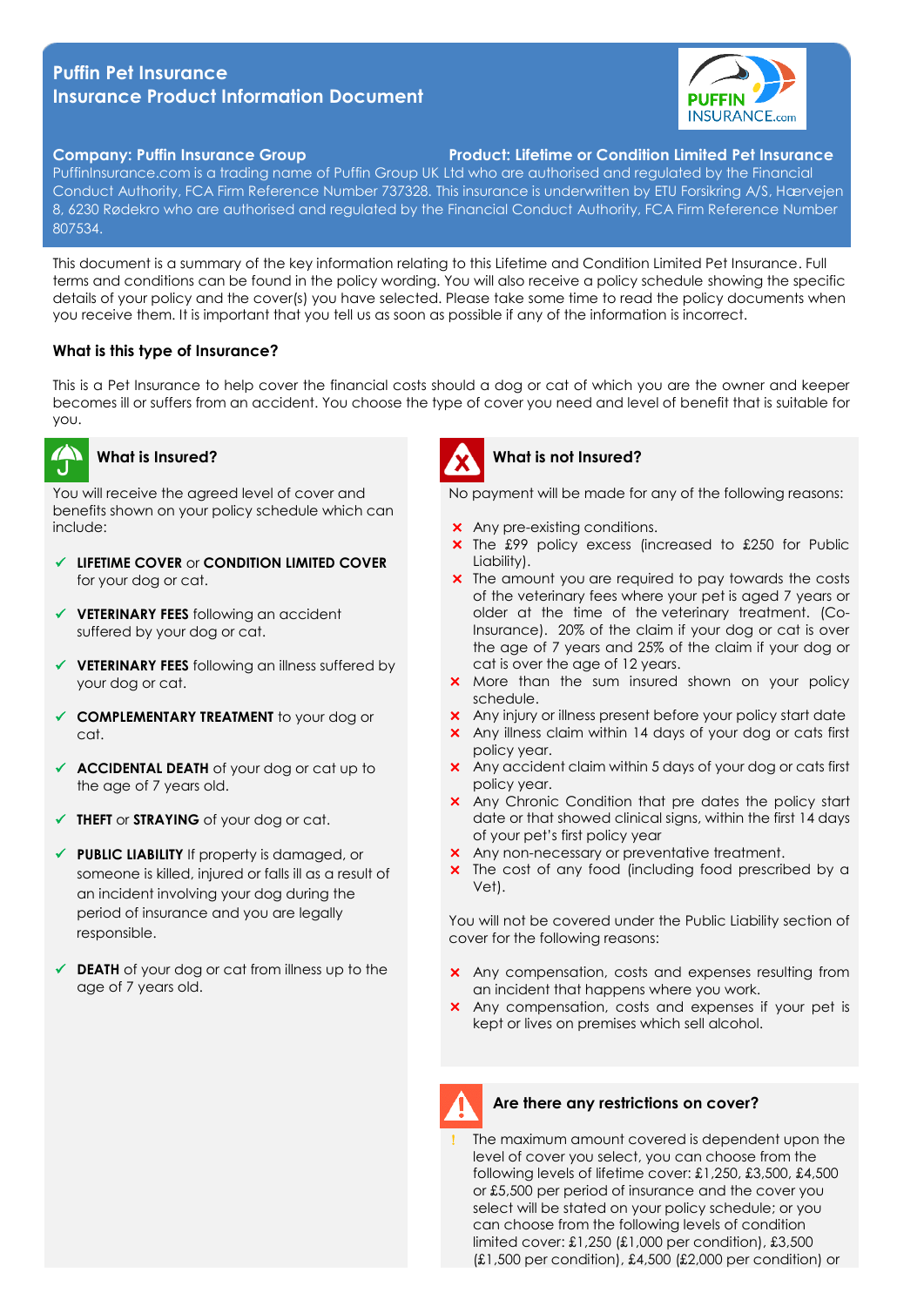# Puffin Pet Insurance
## Insurance Product Information Document

**Company: Puffin Insurance Group** **Product: Lifetime or Condition Limited Pet Insurance**

PuffinInsurance.com is a trading name of Puffin Group UK Ltd who are authorised and regulated by the Financial Conduct Authority, FCA Firm Reference Number 737328. This insurance is underwritten by ETU Forsikring A/S, Hærvejen 8, 6230 Rødekro who are authorised and regulated by the Financial Conduct Authority, FCA Firm Reference Number 807534.

This document is a summary of the key information relating to this Lifetime and Condition Limited Pet Insurance. Full terms and conditions can be found in the policy wording. You will also receive a policy schedule showing the specific details of your policy and the cover(s) you have selected. Please take some time to read the policy documents when you receive them. It is important that you tell us as soon as possible if any of the information is incorrect.

### What is this type of Insurance?

This is a Pet Insurance to help cover the financial costs should a dog or cat of which you are the owner and keeper becomes ill or suffers from an accident. You choose the type of cover you need and level of benefit that is suitable for you.

### What is Insured?

You will receive the agreed level of cover and benefits shown on your policy schedule which can include:

- ✓ **LIFETIME COVER** or **CONDITION LIMITED COVER** for your dog or cat.
- ✓ **VETERINARY FEES** following an accident suffered by your dog or cat.
- ✓ **VETERINARY FEES** following an illness suffered by your dog or cat.
- ✓ **COMPLEMENTARY TREATMENT** to your dog or cat.
- ✓ **ACCIDENTAL DEATH** of your dog or cat up to the age of 7 years old.
- ✓ **THEFT** or **STRAYING** of your dog or cat.
- ✓ **PUBLIC LIABILITY** If property is damaged, or someone is killed, injured or falls ill as a result of an incident involving your dog during the period of insurance and you are legally responsible.
- ✓ **DEATH** of your dog or cat from illness up to the age of 7 years old.

### What is not Insured?

No payment will be made for any of the following reasons:

- ✗ Any pre-existing conditions.
- ✗ The £99 policy excess (increased to £250 for Public Liability).
- ✗ The amount you are required to pay towards the costs of the veterinary fees where your pet is aged 7 years or older at the time of the veterinary treatment. (Co-Insurance). 20% of the claim if your dog or cat is over the age of 7 years and 25% of the claim if your dog or cat is over the age of 12 years.
- ✗ More than the sum insured shown on your policy schedule.
- ✗ Any injury or illness present before your policy start date
- ✗ Any illness claim within 14 days of your dog or cats first policy year.
- ✗ Any accident claim within 5 days of your dog or cats first policy year.
- ✗ Any Chronic Condition that pre dates the policy start date or that showed clinical signs, within the first 14 days of your pet's first policy year
- ✗ Any non-necessary or preventative treatment.
- ✗ The cost of any food (including food prescribed by a Vet).

You will not be covered under the Public Liability section of cover for the following reasons:

- ✗ Any compensation, costs and expenses resulting from an incident that happens where you work.
- ✗ Any compensation, costs and expenses if your pet is kept or lives on premises which sell alcohol.

### Are there any restrictions on cover?

- ! The maximum amount covered is dependent upon the level of cover you select, you can choose from the following levels of lifetime cover: £1,250, £3,500, £4,500 or £5,500 per period of insurance and the cover you select will be stated on your policy schedule; or you can choose from the following levels of condition limited cover: £1,250 (£1,000 per condition), £3,500 (£1,500 per condition), £4,500 (£2,000 per condition) or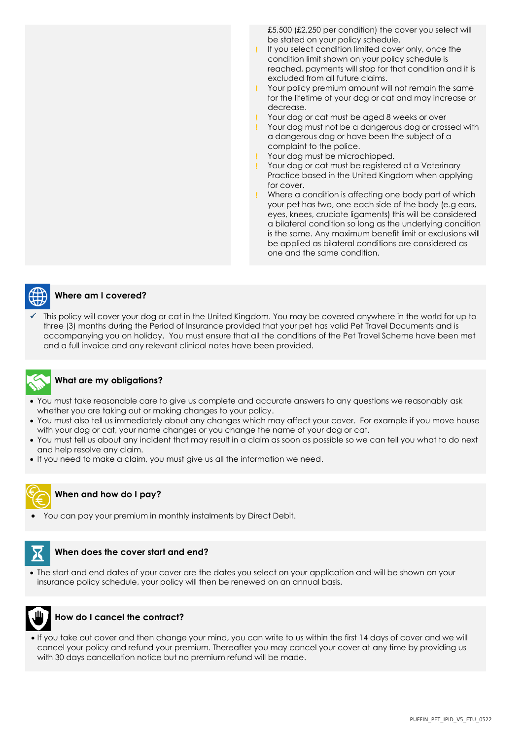£5,500 (£2,250 per condition) the cover you select will be stated on your policy schedule.

- ! If you select condition limited cover only, once the condition limit shown on your policy schedule is reached, payments will stop for that condition and it is excluded from all future claims.
- ! Your policy premium amount will not remain the same for the lifetime of your dog or cat and may increase or decrease.
- ! Your dog or cat must be aged 8 weeks or over
- ! Your dog must not be a dangerous dog or crossed with a dangerous dog or have been the subject of a complaint to the police.
- ! Your dog must be microchipped.
- ! Your dog or cat must be registered at a Veterinary Practice based in the United Kingdom when applying for cover.
- ! Where a condition is affecting one body part of which your pet has two, one each side of the body (e.g ears, eyes, knees, cruciate ligaments) this will be considered a bilateral condition so long as the underlying condition is the same. Any maximum benefit limit or exclusions will be applied as bilateral conditions are considered as one and the same condition.

## Where am I covered?

✓ This policy will cover your dog or cat in the United Kingdom. You may be covered anywhere in the world for up to three (3) months during the Period of Insurance provided that your pet has valid Pet Travel Documents and is accompanying you on holiday. You must ensure that all the conditions of the Pet Travel Scheme have been met and a full invoice and any relevant clinical notes have been provided.

## What are my obligations?

- You must take reasonable care to give us complete and accurate answers to any questions we reasonably ask whether you are taking out or making changes to your policy.
- You must also tell us immediately about any changes which may affect your cover. For example if you move house with your dog or cat, your name changes or you change the name of your dog or cat.
- You must tell us about any incident that may result in a claim as soon as possible so we can tell you what to do next and help resolve any claim.
- If you need to make a claim, you must give us all the information we need.

## When and how do I pay?

- You can pay your premium in monthly instalments by Direct Debit.

## When does the cover start and end?

- The start and end dates of your cover are the dates you select on your application and will be shown on your insurance policy schedule, your policy will then be renewed on an annual basis.

## How do I cancel the contract?

- If you take out cover and then change your mind, you can write to us within the first 14 days of cover and we will cancel your policy and refund your premium. Thereafter you may cancel your cover at any time by providing us with 30 days cancellation notice but no premium refund will be made.

PUFFIN_PET_IPID_V5_ETU_0522